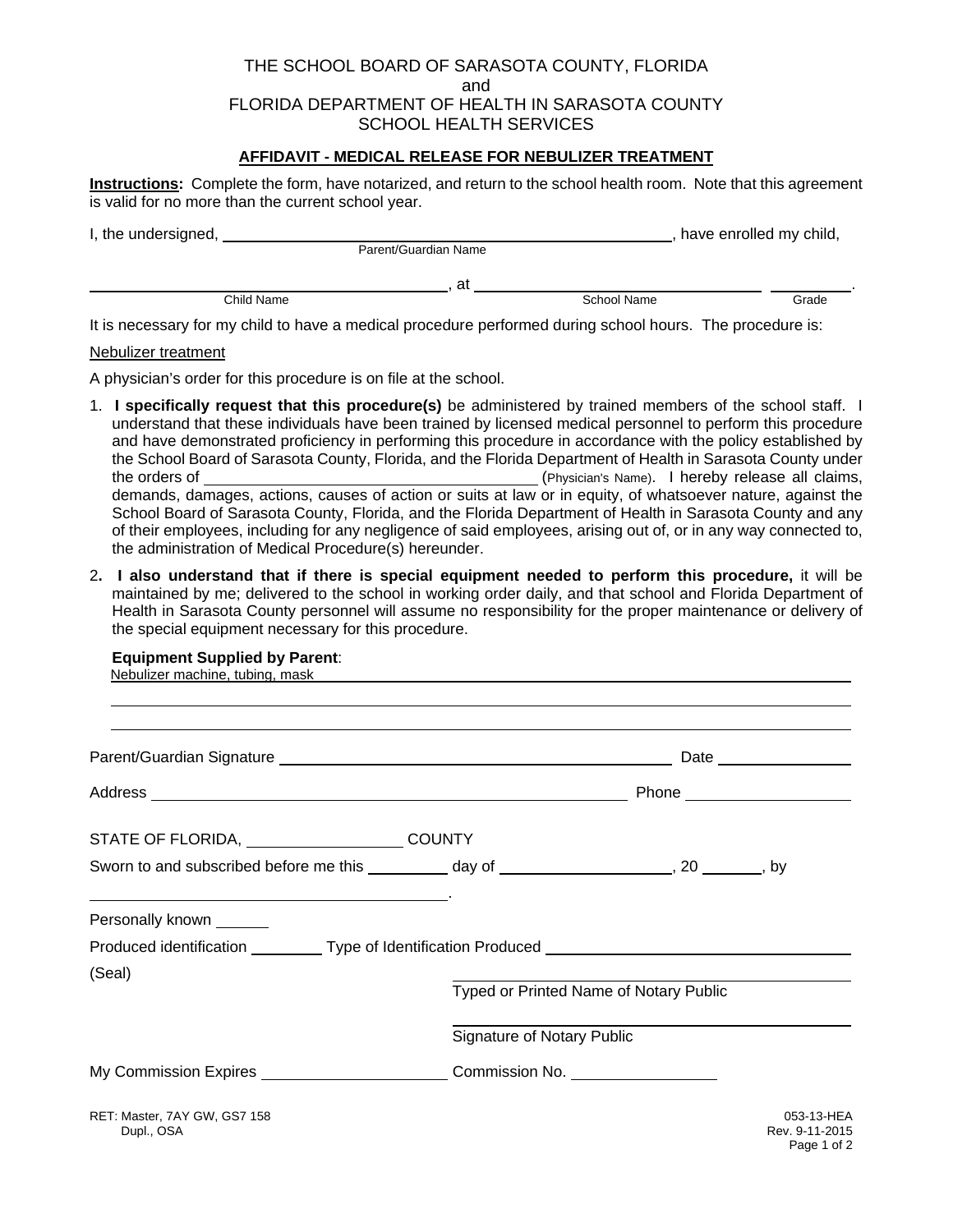THE SCHOOL BOARD OF SARASOTA COUNTY, FLORIDA
and
FLORIDA DEPARTMENT OF HEALTH IN SARASOTA COUNTY
SCHOOL HEALTH SERVICES

## AFFIDAVIT - MEDICAL RELEASE FOR NEBULIZER TREATMENT

**Instructions:** Complete the form, have notarized, and return to the school health room. Note that this agreement is valid for no more than the current school year.

I, the undersigned, ______________________________ (Parent/Guardian Name), have enrolled my child,

______________________________ (Child Name), at ______________________________ (School Name) __________ (Grade).

It is necessary for my child to have a medical procedure performed during school hours. The procedure is:

Nebulizer treatment

A physician's order for this procedure is on file at the school.

1. **I specifically request that this procedure(s)** be administered by trained members of the school staff. I understand that these individuals have been trained by licensed medical personnel to perform this procedure and have demonstrated proficiency in performing this procedure in accordance with the policy established by the School Board of Sarasota County, Florida, and the Florida Department of Health in Sarasota County under the orders of ______________________________ (Physician's Name). I hereby release all claims, demands, damages, actions, causes of action or suits at law or in equity, of whatsoever nature, against the School Board of Sarasota County, Florida, and the Florida Department of Health in Sarasota County and any of their employees, including for any negligence of said employees, arising out of, or in any way connected to, the administration of Medical Procedure(s) hereunder.

2. **I also understand that if there is special equipment needed to perform this procedure,** it will be maintained by me; delivered to the school in working order daily, and that school and Florida Department of Health in Sarasota County personnel will assume no responsibility for the proper maintenance or delivery of the special equipment necessary for this procedure.

**Equipment Supplied by Parent**:
Nebulizer machine, tubing, mask

______________________________

______________________________

Parent/Guardian Signature ______________________________ Date __________

Address ______________________________ Phone __________

STATE OF FLORIDA, __________ COUNTY

Sworn to and subscribed before me this ______ day of ______________, 20 ______, by

______________________________.

Personally known ______

Produced identification ______ Type of Identification Produced ______________________________

(Seal)

______________________________
Typed or Printed Name of Notary Public

______________________________
Signature of Notary Public

My Commission Expires ______________ Commission No. ______________

RET: Master, 7AY GW, GS7 158
Dupl., OSA

053-13-HEA
Rev. 9-11-2015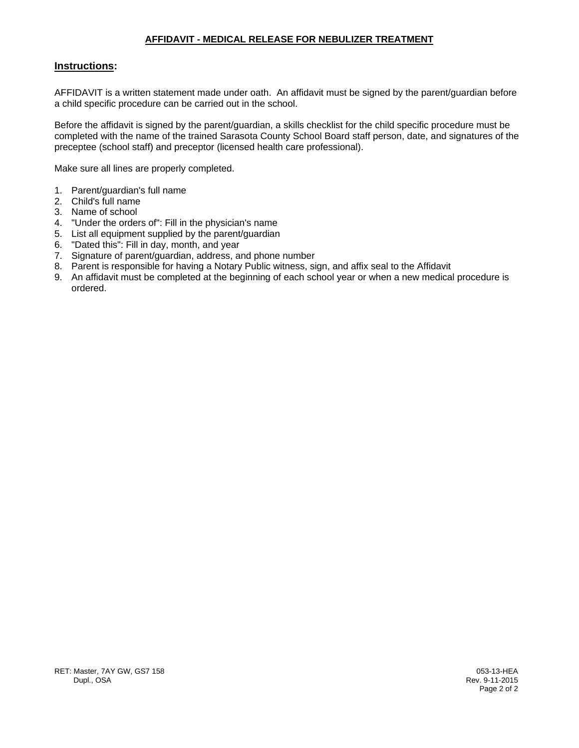## AFFIDAVIT - MEDICAL RELEASE FOR NEBULIZER TREATMENT

### Instructions:

AFFIDAVIT is a written statement made under oath. An affidavit must be signed by the parent/guardian before a child specific procedure can be carried out in the school.

Before the affidavit is signed by the parent/guardian, a skills checklist for the child specific procedure must be completed with the name of the trained Sarasota County School Board staff person, date, and signatures of the preceptee (school staff) and preceptor (licensed health care professional).

Make sure all lines are properly completed.

1. Parent/guardian's full name
2. Child's full name
3. Name of school
4. "Under the orders of": Fill in the physician's name
5. List all equipment supplied by the parent/guardian
6. "Dated this": Fill in day, month, and year
7. Signature of parent/guardian, address, and phone number
8. Parent is responsible for having a Notary Public witness, sign, and affix seal to the Affidavit
9. An affidavit must be completed at the beginning of each school year or when a new medical procedure is ordered.

RET: Master, 7AY GW, GS7 158
Dupl., OSA

053-13-HEA
Rev. 9-11-2015